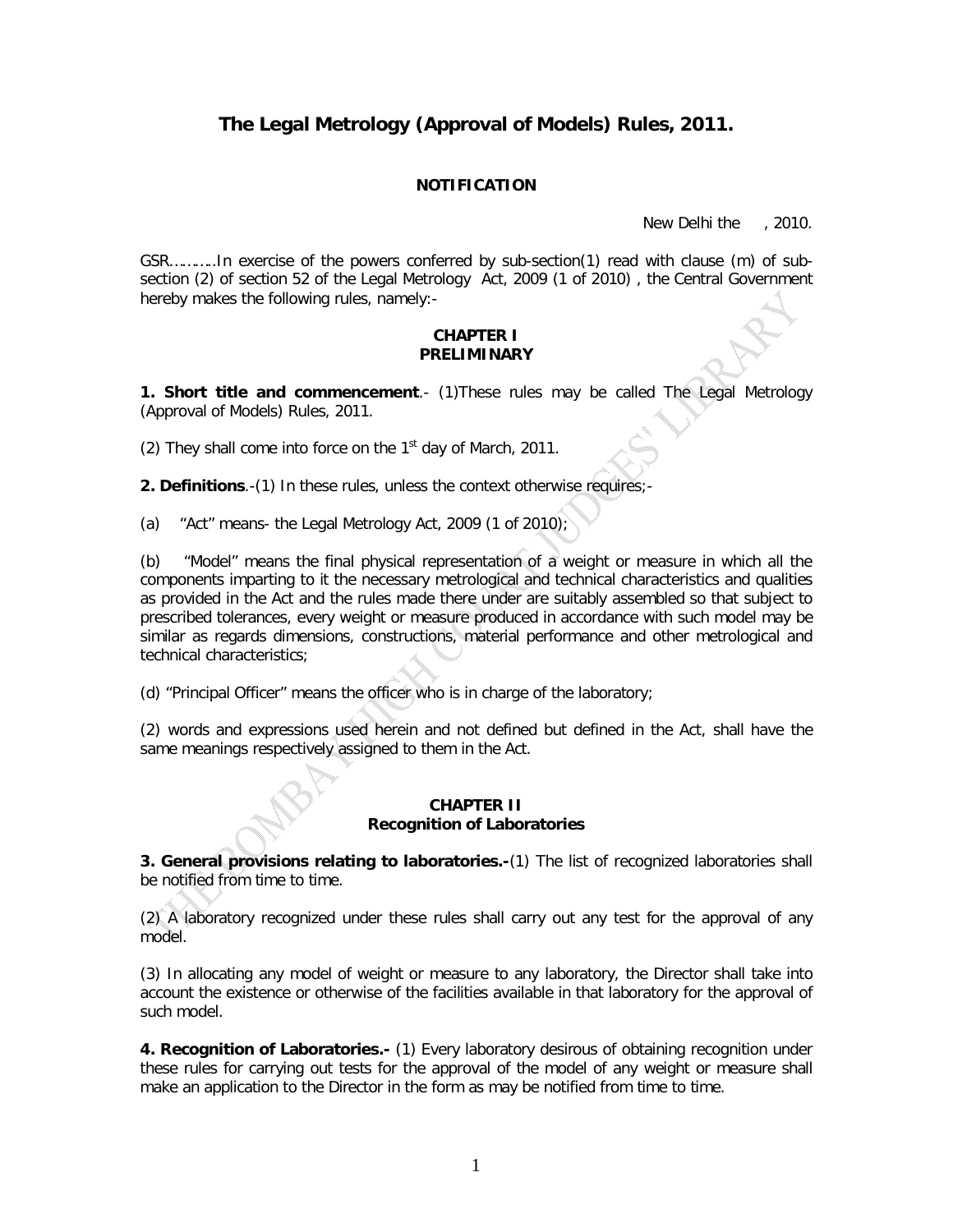# The Legal Metrology (Approval of Models) Rules, 2011.

**NOTIFICATION**

New Delhi the , 2010.

GSR……….In exercise of the powers conferred by sub-section(1) read with clause (m) of sub-section (2) of section 52 of the Legal Metrology Act, 2009 (1 of 2010) , the Central Government hereby makes the following rules, namely:-

## CHAPTER I
## PRELIMINARY

**1. Short title and commencement**.- (1)These rules may be called The Legal Metrology (Approval of Models) Rules, 2011.

(2) They shall come into force on the 1st day of March, 2011.

**2. Definitions**.-(1) In these rules, unless the context otherwise requires;-

(a) "Act" means- the Legal Metrology Act, 2009 (1 of 2010);

(b) "Model" means the final physical representation of a weight or measure in which all the components imparting to it the necessary metrological and technical characteristics and qualities as provided in the Act and the rules made there under are suitably assembled so that subject to prescribed tolerances, every weight or measure produced in accordance with such model may be similar as regards dimensions, constructions, material performance and other metrological and technical characteristics;

(d) "Principal Officer" means the officer who is in charge of the laboratory;

(2) words and expressions used herein and not defined but defined in the Act, shall have the same meanings respectively assigned to them in the Act.

## CHAPTER II
## Recognition of Laboratories

**3. General provisions relating to laboratories.-**(1) The list of recognized laboratories shall be notified from time to time.

(2) A laboratory recognized under these rules shall carry out any test for the approval of any model.

(3) In allocating any model of weight or measure to any laboratory, the Director shall take into account the existence or otherwise of the facilities available in that laboratory for the approval of such model.

**4. Recognition of Laboratories.-** (1) Every laboratory desirous of obtaining recognition under these rules for carrying out tests for the approval of the model of any weight or measure shall make an application to the Director in the form as may be notified from time to time.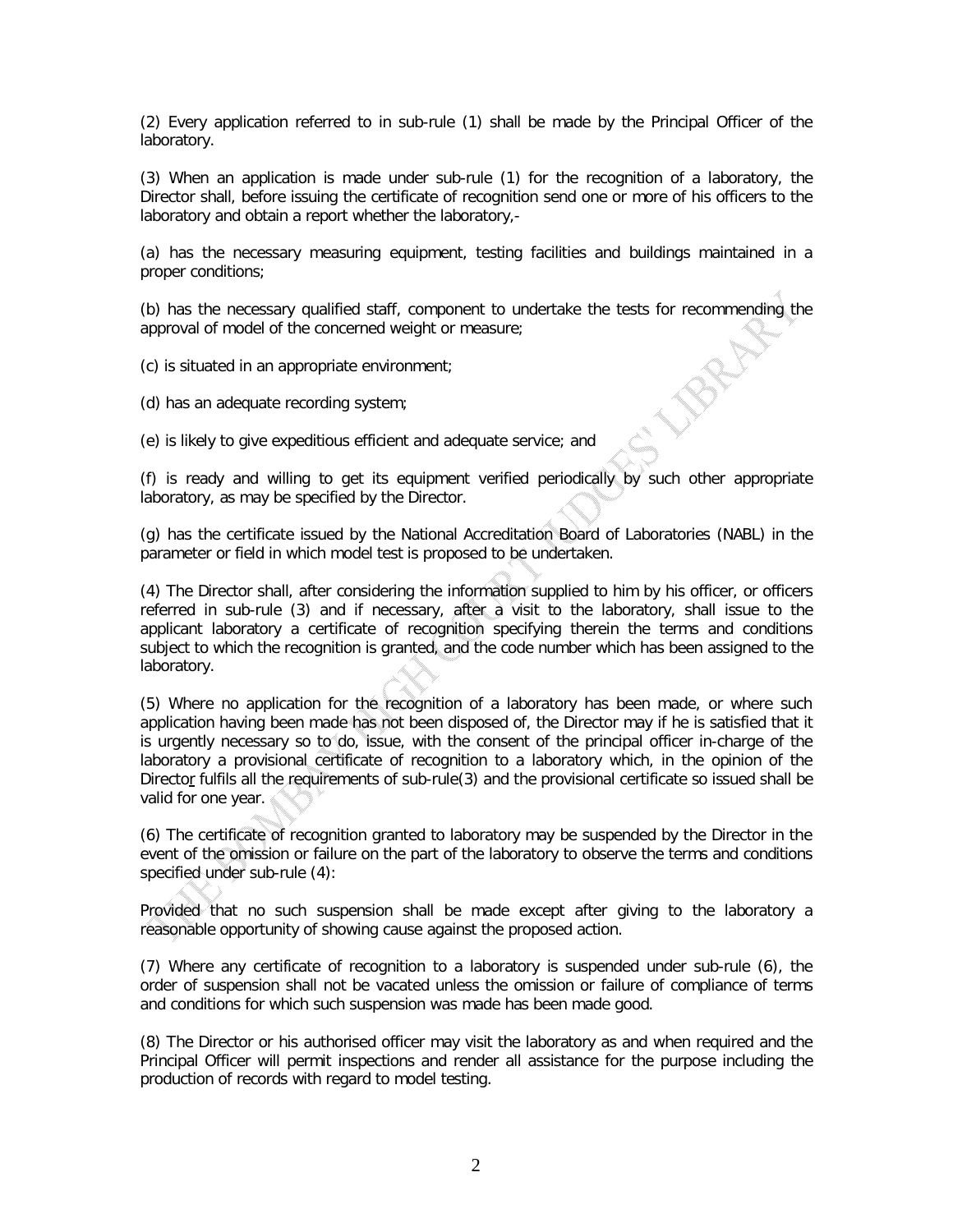(2) Every application referred to in sub-rule (1) shall be made by the Principal Officer of the laboratory.

(3) When an application is made under sub-rule (1) for the recognition of a laboratory, the Director shall, before issuing the certificate of recognition send one or more of his officers to the laboratory and obtain a report whether the laboratory,-

(a) has the necessary measuring equipment, testing facilities and buildings maintained in a proper conditions;

(b) has the necessary qualified staff, component to undertake the tests for recommending the approval of model of the concerned weight or measure;

(c) is situated in an appropriate environment;

(d) has an adequate recording system;

(e) is likely to give expeditious efficient and adequate service; and

(f) is ready and willing to get its equipment verified periodically by such other appropriate laboratory, as may be specified by the Director.

(g) has the certificate issued by the National Accreditation Board of Laboratories (NABL) in the parameter or field in which model test is proposed to be undertaken.

(4) The Director shall, after considering the information supplied to him by his officer, or officers referred in sub-rule (3) and if necessary, after a visit to the laboratory, shall issue to the applicant laboratory a certificate of recognition specifying therein the terms and conditions subject to which the recognition is granted, and the code number which has been assigned to the laboratory.

(5) Where no application for the recognition of a laboratory has been made, or where such application having been made has not been disposed of, the Director may if he is satisfied that it is urgently necessary so to do, issue, with the consent of the principal officer in-charge of the laboratory a provisional certificate of recognition to a laboratory which, in the opinion of the Director fulfils all the requirements of sub-rule(3) and the provisional certificate so issued shall be valid for one year.

(6) The certificate of recognition granted to laboratory may be suspended by the Director in the event of the omission or failure on the part of the laboratory to observe the terms and conditions specified under sub-rule (4):

Provided that no such suspension shall be made except after giving to the laboratory a reasonable opportunity of showing cause against the proposed action.

(7) Where any certificate of recognition to a laboratory is suspended under sub-rule (6), the order of suspension shall not be vacated unless the omission or failure of compliance of terms and conditions for which such suspension was made has been made good.

(8) The Director or his authorised officer may visit the laboratory as and when required and the Principal Officer will permit inspections and render all assistance for the purpose including the production of records with regard to model testing.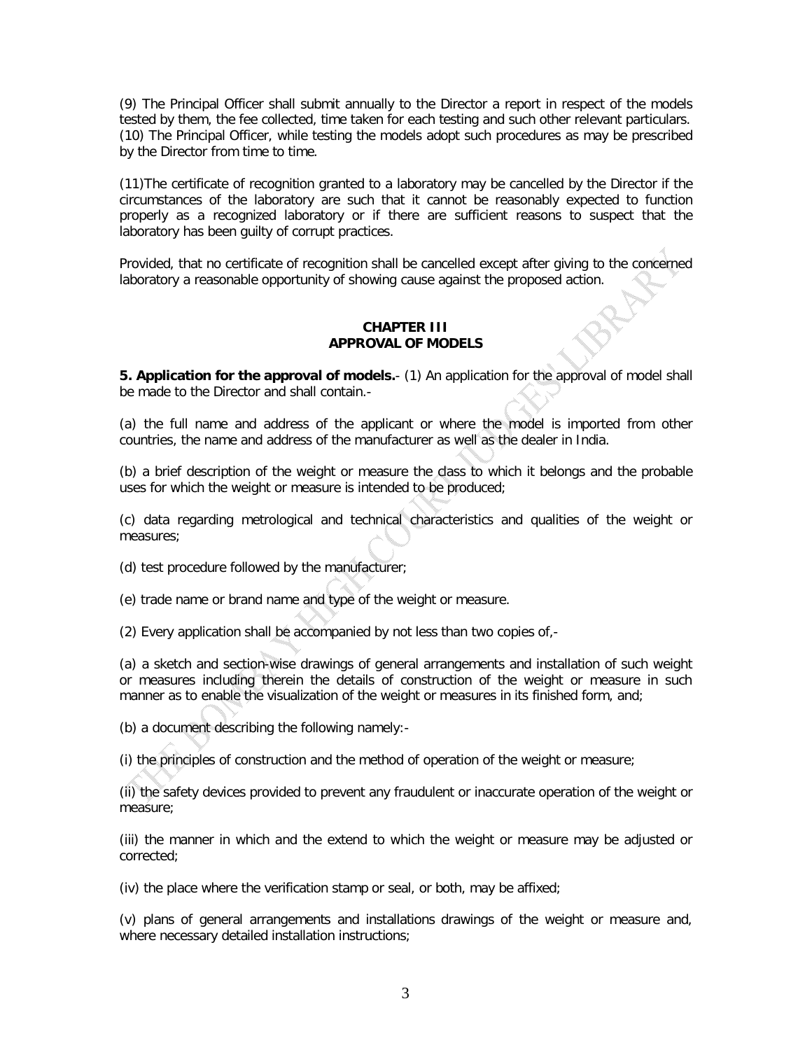(9) The Principal Officer shall submit annually to the Director a report in respect of the models tested by them, the fee collected, time taken for each testing and such other relevant particulars.
(10) The Principal Officer, while testing the models adopt such procedures as may be prescribed by the Director from time to time.

(11)The certificate of recognition granted to a laboratory may be cancelled by the Director if the circumstances of the laboratory are such that it cannot be reasonably expected to function properly as a recognized laboratory or if there are sufficient reasons to suspect that the laboratory has been guilty of corrupt practices.

Provided, that no certificate of recognition shall be cancelled except after giving to the concerned laboratory a reasonable opportunity of showing cause against the proposed action.

## CHAPTER III
## APPROVAL OF MODELS

**5. Application for the approval of models.**- (1) An application for the approval of model shall be made to the Director and shall contain.-

(a) the full name and address of the applicant or where the model is imported from other countries, the name and address of the manufacturer as well as the dealer in India.

(b) a brief description of the weight or measure the class to which it belongs and the probable uses for which the weight or measure is intended to be produced;

(c) data regarding metrological and technical characteristics and qualities of the weight or measures;

(d) test procedure followed by the manufacturer;

(e) trade name or brand name and type of the weight or measure.

(2) Every application shall be accompanied by not less than two copies of,-

(a) a sketch and section-wise drawings of general arrangements and installation of such weight or measures including therein the details of construction of the weight or measure in such manner as to enable the visualization of the weight or measures in its finished form, and;

(b) a document describing the following namely:-

(i) the principles of construction and the method of operation of the weight or measure;

(ii) the safety devices provided to prevent any fraudulent or inaccurate operation of the weight or measure;

(iii) the manner in which and the extend to which the weight or measure may be adjusted or corrected;

(iv) the place where the verification stamp or seal, or both, may be affixed;

(v) plans of general arrangements and installations drawings of the weight or measure and, where necessary detailed installation instructions;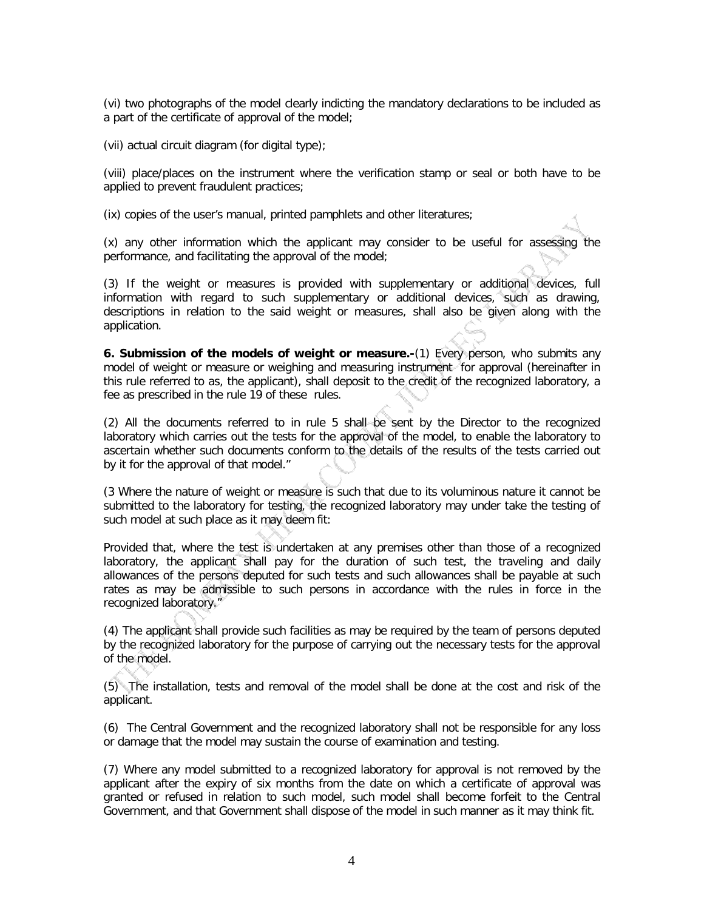(vi) two photographs of the model clearly indicting the mandatory declarations to be included as a part of the certificate of approval of the model;

(vii) actual circuit diagram (for digital type);

(viii) place/places on the instrument where the verification stamp or seal or both have to be applied to prevent fraudulent practices;

(ix) copies of the user's manual, printed pamphlets and other literatures;

(x) any other information which the applicant may consider to be useful for assessing the performance, and facilitating the approval of the model;

(3) If the weight or measures is provided with supplementary or additional devices, full information with regard to such supplementary or additional devices, such as drawing, descriptions in relation to the said weight or measures, shall also be given along with the application.

**6. Submission of the models of weight or measure.-**(1) Every person, who submits any model of weight or measure or weighing and measuring instrument for approval (hereinafter in this rule referred to as, the applicant), shall deposit to the credit of the recognized laboratory, a fee as prescribed in the rule 19 of these rules.

(2) All the documents referred to in rule 5 shall be sent by the Director to the recognized laboratory which carries out the tests for the approval of the model, to enable the laboratory to ascertain whether such documents conform to the details of the results of the tests carried out by it for the approval of that model."

(3 Where the nature of weight or measure is such that due to its voluminous nature it cannot be submitted to the laboratory for testing, the recognized laboratory may under take the testing of such model at such place as it may deem fit:

Provided that, where the test is undertaken at any premises other than those of a recognized laboratory, the applicant shall pay for the duration of such test, the traveling and daily allowances of the persons deputed for such tests and such allowances shall be payable at such rates as may be admissible to such persons in accordance with the rules in force in the recognized laboratory."

(4) The applicant shall provide such facilities as may be required by the team of persons deputed by the recognized laboratory for the purpose of carrying out the necessary tests for the approval of the model.

(5) The installation, tests and removal of the model shall be done at the cost and risk of the applicant.

(6) The Central Government and the recognized laboratory shall not be responsible for any loss or damage that the model may sustain the course of examination and testing.

(7) Where any model submitted to a recognized laboratory for approval is not removed by the applicant after the expiry of six months from the date on which a certificate of approval was granted or refused in relation to such model, such model shall become forfeit to the Central Government, and that Government shall dispose of the model in such manner as it may think fit.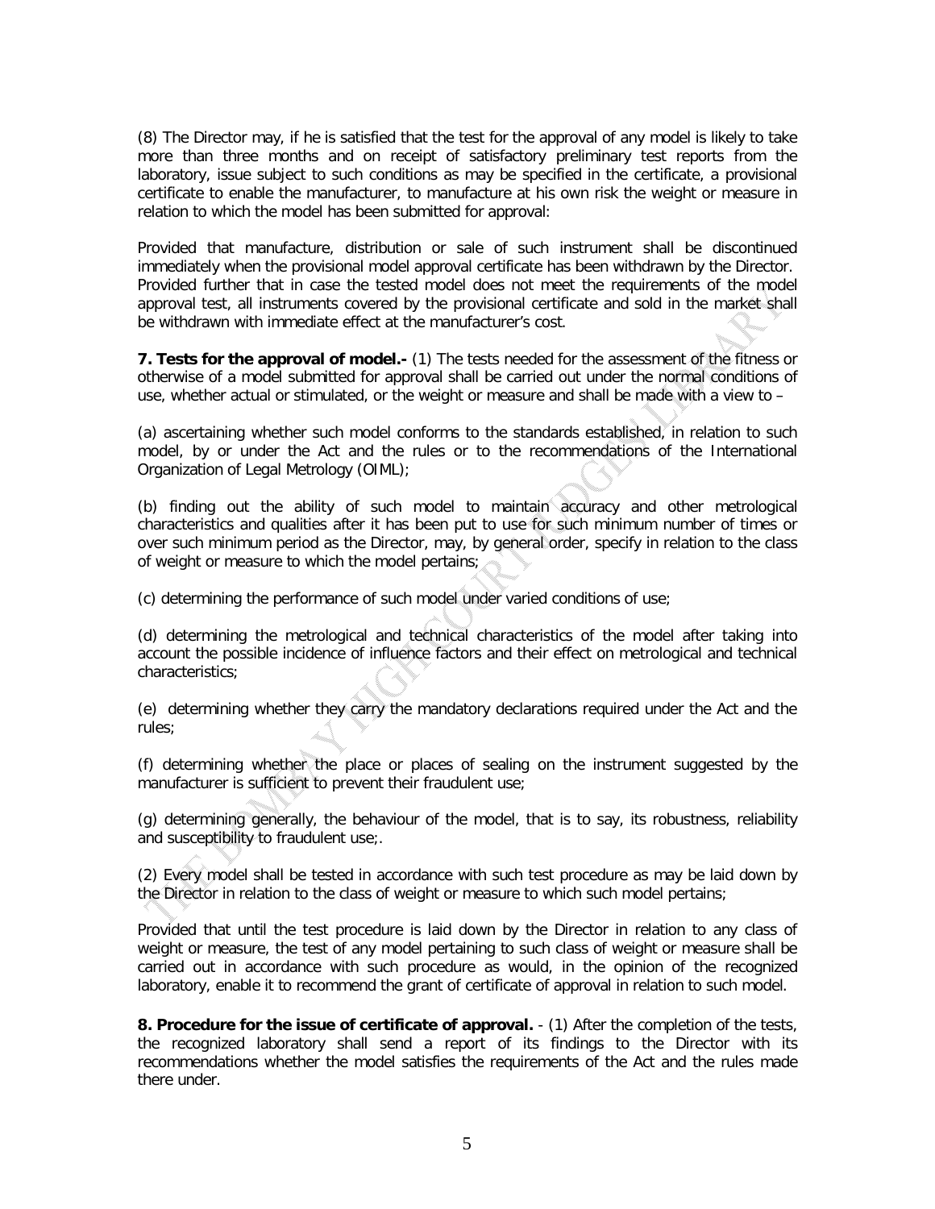(8) The Director may, if he is satisfied that the test for the approval of any model is likely to take more than three months and on receipt of satisfactory preliminary test reports from the laboratory, issue subject to such conditions as may be specified in the certificate, a provisional certificate to enable the manufacturer, to manufacture at his own risk the weight or measure in relation to which the model has been submitted for approval:

Provided that manufacture, distribution or sale of such instrument shall be discontinued immediately when the provisional model approval certificate has been withdrawn by the Director. Provided further that in case the tested model does not meet the requirements of the model approval test, all instruments covered by the provisional certificate and sold in the market shall be withdrawn with immediate effect at the manufacturer's cost.

**7. Tests for the approval of model.-** (1) The tests needed for the assessment of the fitness or otherwise of a model submitted for approval shall be carried out under the normal conditions of use, whether actual or stimulated, or the weight or measure and shall be made with a view to –

(a) ascertaining whether such model conforms to the standards established, in relation to such model, by or under the Act and the rules or to the recommendations of the International Organization of Legal Metrology (OIML);

(b) finding out the ability of such model to maintain accuracy and other metrological characteristics and qualities after it has been put to use for such minimum number of times or over such minimum period as the Director, may, by general order, specify in relation to the class of weight or measure to which the model pertains;

(c) determining the performance of such model under varied conditions of use;

(d) determining the metrological and technical characteristics of the model after taking into account the possible incidence of influence factors and their effect on metrological and technical characteristics;

(e) determining whether they carry the mandatory declarations required under the Act and the rules;

(f) determining whether the place or places of sealing on the instrument suggested by the manufacturer is sufficient to prevent their fraudulent use;

(g) determining generally, the behaviour of the model, that is to say, its robustness, reliability and susceptibility to fraudulent use;.

(2) Every model shall be tested in accordance with such test procedure as may be laid down by the Director in relation to the class of weight or measure to which such model pertains;

Provided that until the test procedure is laid down by the Director in relation to any class of weight or measure, the test of any model pertaining to such class of weight or measure shall be carried out in accordance with such procedure as would, in the opinion of the recognized laboratory, enable it to recommend the grant of certificate of approval in relation to such model.

**8. Procedure for the issue of certificate of approval.** - (1) After the completion of the tests, the recognized laboratory shall send a report of its findings to the Director with its recommendations whether the model satisfies the requirements of the Act and the rules made there under.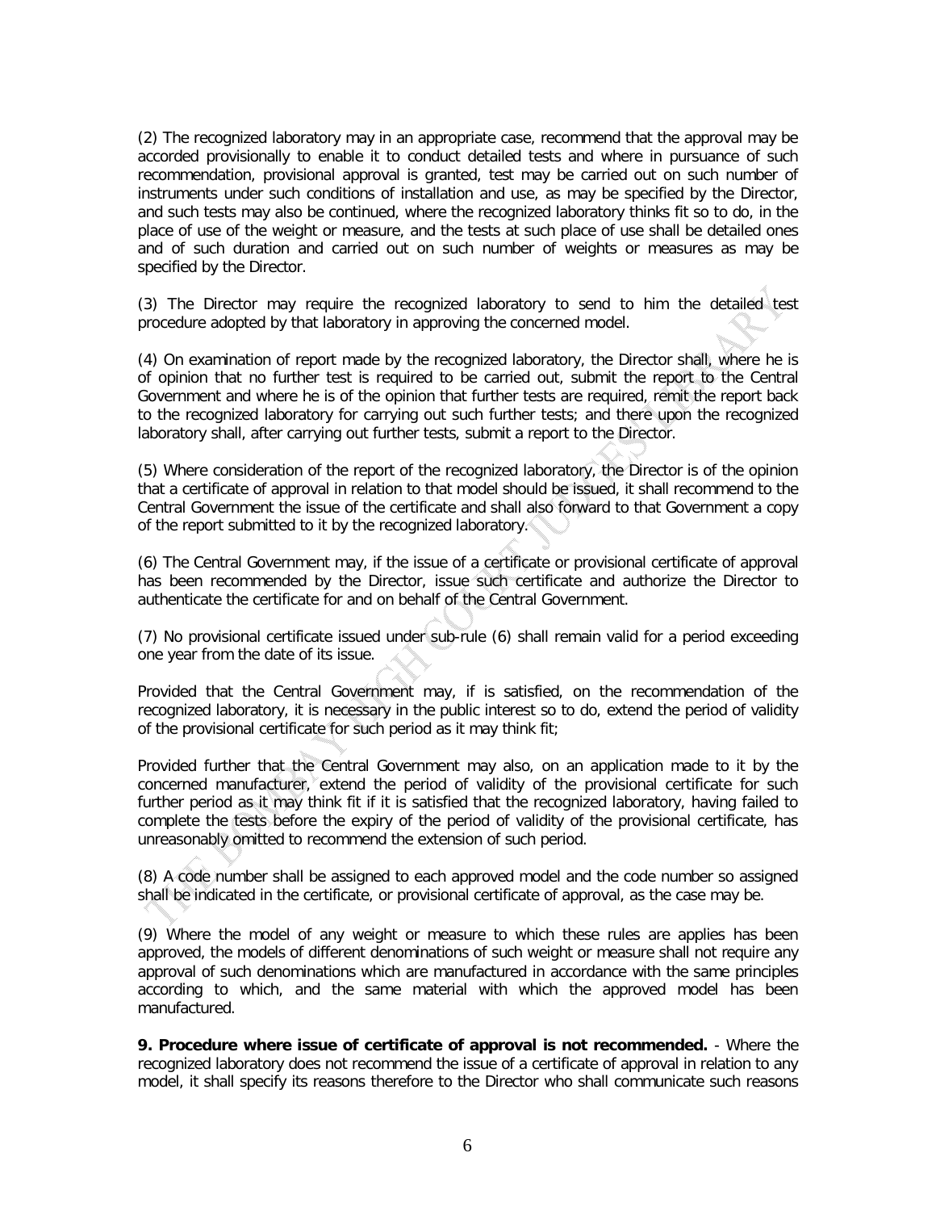(2) The recognized laboratory may in an appropriate case, recommend that the approval may be accorded provisionally to enable it to conduct detailed tests and where in pursuance of such recommendation, provisional approval is granted, test may be carried out on such number of instruments under such conditions of installation and use, as may be specified by the Director, and such tests may also be continued, where the recognized laboratory thinks fit so to do, in the place of use of the weight or measure, and the tests at such place of use shall be detailed ones and of such duration and carried out on such number of weights or measures as may be specified by the Director.

(3) The Director may require the recognized laboratory to send to him the detailed test procedure adopted by that laboratory in approving the concerned model.

(4) On examination of report made by the recognized laboratory, the Director shall, where he is of opinion that no further test is required to be carried out, submit the report to the Central Government and where he is of the opinion that further tests are required, remit the report back to the recognized laboratory for carrying out such further tests; and there upon the recognized laboratory shall, after carrying out further tests, submit a report to the Director.

(5) Where consideration of the report of the recognized laboratory, the Director is of the opinion that a certificate of approval in relation to that model should be issued, it shall recommend to the Central Government the issue of the certificate and shall also forward to that Government a copy of the report submitted to it by the recognized laboratory.

(6) The Central Government may, if the issue of a certificate or provisional certificate of approval has been recommended by the Director, issue such certificate and authorize the Director to authenticate the certificate for and on behalf of the Central Government.

(7) No provisional certificate issued under sub-rule (6) shall remain valid for a period exceeding one year from the date of its issue.

Provided that the Central Government may, if is satisfied, on the recommendation of the recognized laboratory, it is necessary in the public interest so to do, extend the period of validity of the provisional certificate for such period as it may think fit;

Provided further that the Central Government may also, on an application made to it by the concerned manufacturer, extend the period of validity of the provisional certificate for such further period as it may think fit if it is satisfied that the recognized laboratory, having failed to complete the tests before the expiry of the period of validity of the provisional certificate, has unreasonably omitted to recommend the extension of such period.

(8) A code number shall be assigned to each approved model and the code number so assigned shall be indicated in the certificate, or provisional certificate of approval, as the case may be.

(9) Where the model of any weight or measure to which these rules are applies has been approved, the models of different denominations of such weight or measure shall not require any approval of such denominations which are manufactured in accordance with the same principles according to which, and the same material with which the approved model has been manufactured.

**9. Procedure where issue of certificate of approval is not recommended.** - Where the recognized laboratory does not recommend the issue of a certificate of approval in relation to any model, it shall specify its reasons therefore to the Director who shall communicate such reasons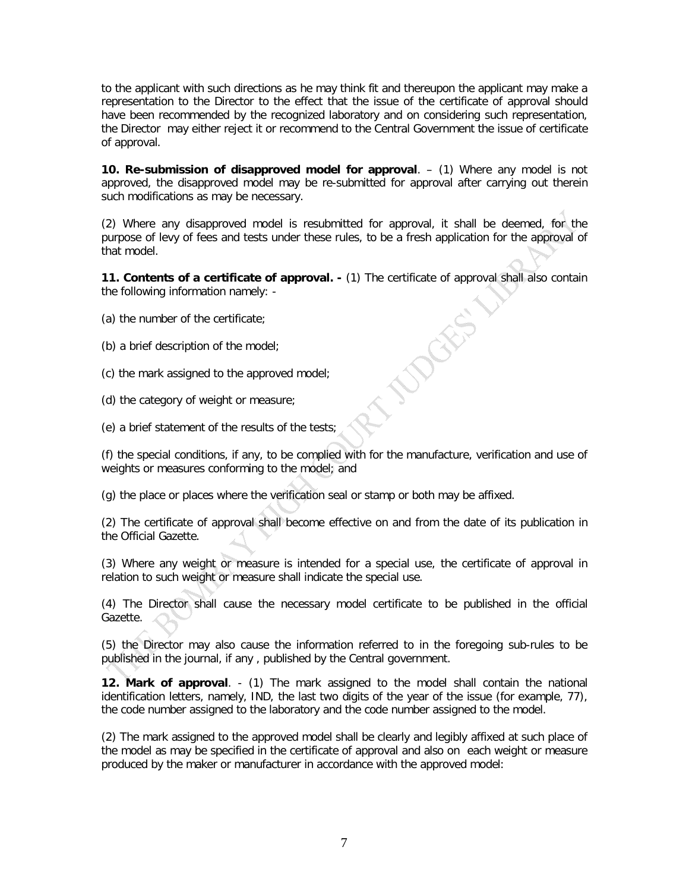to the applicant with such directions as he may think fit and thereupon the applicant may make a representation to the Director to the effect that the issue of the certificate of approval should have been recommended by the recognized laboratory and on considering such representation, the Director may either reject it or recommend to the Central Government the issue of certificate of approval.

**10. Re-submission of disapproved model for approval**. – (1) Where any model is not approved, the disapproved model may be re-submitted for approval after carrying out therein such modifications as may be necessary.

(2) Where any disapproved model is resubmitted for approval, it shall be deemed, for the purpose of levy of fees and tests under these rules, to be a fresh application for the approval of that model.

**11. Contents of a certificate of approval. -** (1) The certificate of approval shall also contain the following information namely: -

(a) the number of the certificate;

(b) a brief description of the model;

(c) the mark assigned to the approved model;

(d) the category of weight or measure;

(e) a brief statement of the results of the tests;

(f) the special conditions, if any, to be complied with for the manufacture, verification and use of weights or measures conforming to the model; and

(g) the place or places where the verification seal or stamp or both may be affixed.

(2) The certificate of approval shall become effective on and from the date of its publication in the Official Gazette.

(3) Where any weight or measure is intended for a special use, the certificate of approval in relation to such weight or measure shall indicate the special use.

(4) The Director shall cause the necessary model certificate to be published in the official Gazette.

(5) the Director may also cause the information referred to in the foregoing sub-rules to be published in the journal, if any , published by the Central government.

**12. Mark of approval**. - (1) The mark assigned to the model shall contain the national identification letters, namely, IND, the last two digits of the year of the issue (for example, 77), the code number assigned to the laboratory and the code number assigned to the model.

(2) The mark assigned to the approved model shall be clearly and legibly affixed at such place of the model as may be specified in the certificate of approval and also on each weight or measure produced by the maker or manufacturer in accordance with the approved model: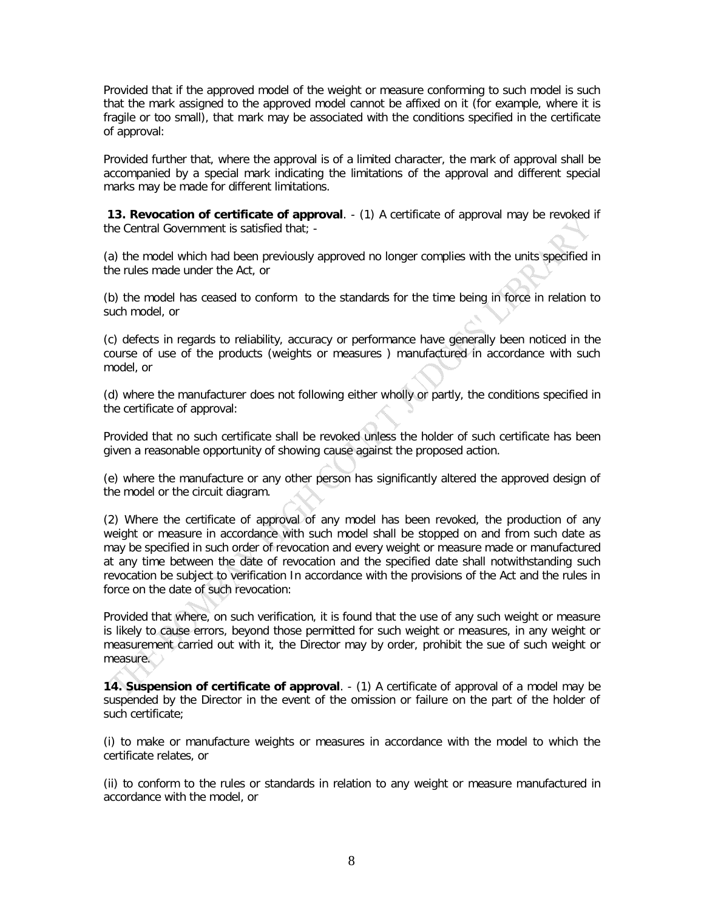Provided that if the approved model of the weight or measure conforming to such model is such that the mark assigned to the approved model cannot be affixed on it (for example, where it is fragile or too small), that mark may be associated with the conditions specified in the certificate of approval:

Provided further that, where the approval is of a limited character, the mark of approval shall be accompanied by a special mark indicating the limitations of the approval and different special marks may be made for different limitations.

**13. Revocation of certificate of approval**. - (1) A certificate of approval may be revoked if the Central Government is satisfied that; -

(a) the model which had been previously approved no longer complies with the units specified in the rules made under the Act, or

(b) the model has ceased to conform to the standards for the time being in force in relation to such model, or

(c) defects in regards to reliability, accuracy or performance have generally been noticed in the course of use of the products (weights or measures ) manufactured in accordance with such model, or

(d) where the manufacturer does not following either wholly or partly, the conditions specified in the certificate of approval:

Provided that no such certificate shall be revoked unless the holder of such certificate has been given a reasonable opportunity of showing cause against the proposed action.

(e) where the manufacture or any other person has significantly altered the approved design of the model or the circuit diagram.

(2) Where the certificate of approval of any model has been revoked, the production of any weight or measure in accordance with such model shall be stopped on and from such date as may be specified in such order of revocation and every weight or measure made or manufactured at any time between the date of revocation and the specified date shall notwithstanding such revocation be subject to verification In accordance with the provisions of the Act and the rules in force on the date of such revocation:

Provided that where, on such verification, it is found that the use of any such weight or measure is likely to cause errors, beyond those permitted for such weight or measures, in any weight or measurement carried out with it, the Director may by order, prohibit the sue of such weight or measure.

**14. Suspension of certificate of approval**. - (1) A certificate of approval of a model may be suspended by the Director in the event of the omission or failure on the part of the holder of such certificate;

(i) to make or manufacture weights or measures in accordance with the model to which the certificate relates, or

(ii) to conform to the rules or standards in relation to any weight or measure manufactured in accordance with the model, or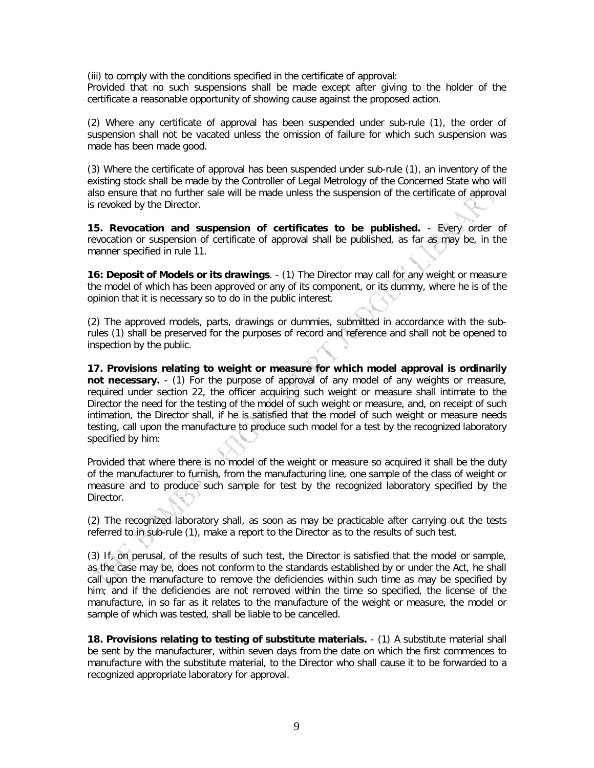(iii) to comply with the conditions specified in the certificate of approval:
Provided that no such suspensions shall be made except after giving to the holder of the certificate a reasonable opportunity of showing cause against the proposed action.

(2) Where any certificate of approval has been suspended under sub-rule (1), the order of suspension shall not be vacated unless the omission of failure for which such suspension was made has been made good.

(3) Where the certificate of approval has been suspended under sub-rule (1), an inventory of the existing stock shall be made by the Controller of Legal Metrology of the Concerned State who will also ensure that no further sale will be made unless the suspension of the certificate of approval is revoked by the Director.

**15. Revocation and suspension of certificates to be published.** - Every order of revocation or suspension of certificate of approval shall be published, as far as may be, in the manner specified in rule 11.

**16: Deposit of Models or its drawings**. - (1) The Director may call for any weight or measure the model of which has been approved or any of its component, or its dummy, where he is of the opinion that it is necessary so to do in the public interest.

(2) The approved models, parts, drawings or dummies, submitted in accordance with the sub-rules (1) shall be preserved for the purposes of record and reference and shall not be opened to inspection by the public.

**17. Provisions relating to weight or measure for which model approval is ordinarily not necessary.** - (1) For the purpose of approval of any model of any weights or measure, required under section 22, the officer acquiring such weight or measure shall intimate to the Director the need for the testing of the model of such weight or measure, and, on receipt of such intimation, the Director shall, if he is satisfied that the model of such weight or measure needs testing, call upon the manufacture to produce such model for a test by the recognized laboratory specified by him:

Provided that where there is no model of the weight or measure so acquired it shall be the duty of the manufacturer to furnish, from the manufacturing line, one sample of the class of weight or measure and to produce such sample for test by the recognized laboratory specified by the Director.

(2) The recognized laboratory shall, as soon as may be practicable after carrying out the tests referred to in sub-rule (1), make a report to the Director as to the results of such test.

(3) If, on perusal, of the results of such test, the Director is satisfied that the model or sample, as the case may be, does not conform to the standards established by or under the Act, he shall call upon the manufacture to remove the deficiencies within such time as may be specified by him; and if the deficiencies are not removed within the time so specified, the license of the manufacture, in so far as it relates to the manufacture of the weight or measure, the model or sample of which was tested, shall be liable to be cancelled.

**18. Provisions relating to testing of substitute materials.** - (1) A substitute material shall be sent by the manufacturer, within seven days from the date on which the first commences to manufacture with the substitute material, to the Director who shall cause it to be forwarded to a recognized appropriate laboratory for approval.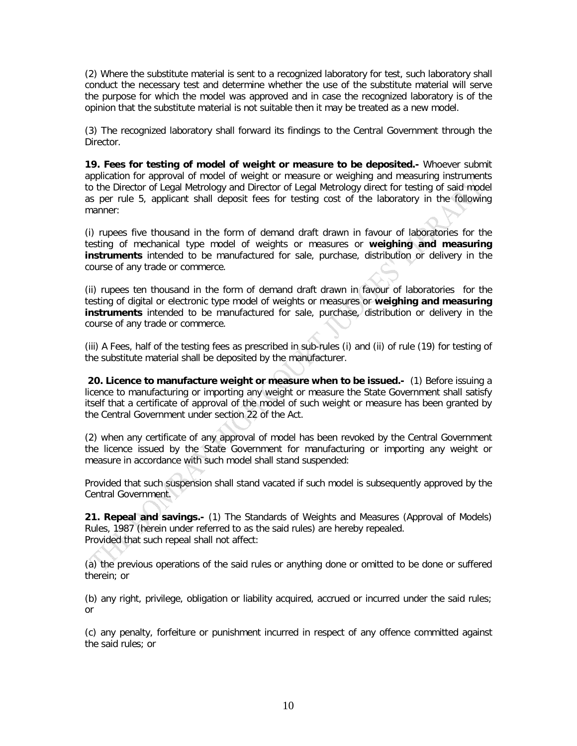(2) Where the substitute material is sent to a recognized laboratory for test, such laboratory shall conduct the necessary test and determine whether the use of the substitute material will serve the purpose for which the model was approved and in case the recognized laboratory is of the opinion that the substitute material is not suitable then it may be treated as a new model.

(3) The recognized laboratory shall forward its findings to the Central Government through the Director.

**19. Fees for testing of model of weight or measure to be deposited.-** Whoever submit application for approval of model of weight or measure or weighing and measuring instruments to the Director of Legal Metrology and Director of Legal Metrology direct for testing of said model as per rule 5, applicant shall deposit fees for testing cost of the laboratory in the following manner:

(i) rupees five thousand in the form of demand draft drawn in favour of laboratories for the testing of mechanical type model of weights or measures or **weighing and measuring instruments** intended to be manufactured for sale, purchase, distribution or delivery in the course of any trade or commerce.

(ii) rupees ten thousand in the form of demand draft drawn in favour of laboratories for the testing of digital or electronic type model of weights or measures or **weighing and measuring instruments** intended to be manufactured for sale, purchase, distribution or delivery in the course of any trade or commerce.

(iii) A Fees, half of the testing fees as prescribed in sub-rules (i) and (ii) of rule (19) for testing of the substitute material shall be deposited by the manufacturer.

**20. Licence to manufacture weight or measure when to be issued.-** (1) Before issuing a licence to manufacturing or importing any weight or measure the State Government shall satisfy itself that a certificate of approval of the model of such weight or measure has been granted by the Central Government under section 22 of the Act.

(2) when any certificate of any approval of model has been revoked by the Central Government the licence issued by the State Government for manufacturing or importing any weight or measure in accordance with such model shall stand suspended:

Provided that such suspension shall stand vacated if such model is subsequently approved by the Central Government.

**21. Repeal and savings.-** (1) The Standards of Weights and Measures (Approval of Models) Rules, 1987 (herein under referred to as the said rules) are hereby repealed.
Provided that such repeal shall not affect:

(a) the previous operations of the said rules or anything done or omitted to be done or suffered therein; or

(b) any right, privilege, obligation or liability acquired, accrued or incurred under the said rules; or

(c) any penalty, forfeiture or punishment incurred in respect of any offence committed against the said rules; or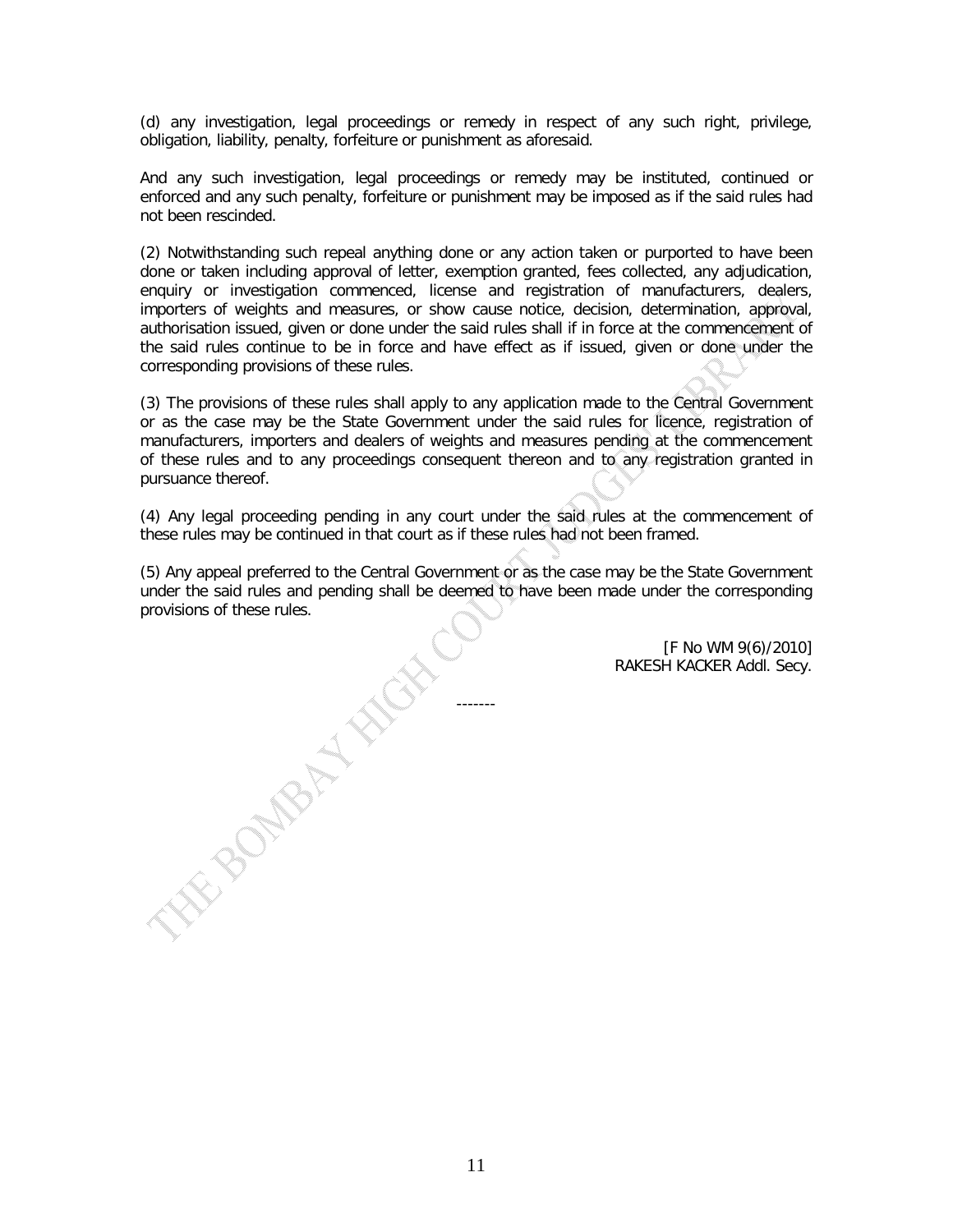(d) any investigation, legal proceedings or remedy in respect of any such right, privilege, obligation, liability, penalty, forfeiture or punishment as aforesaid.

And any such investigation, legal proceedings or remedy may be instituted, continued or enforced and any such penalty, forfeiture or punishment may be imposed as if the said rules had not been rescinded.

(2) Notwithstanding such repeal anything done or any action taken or purported to have been done or taken including approval of letter, exemption granted, fees collected, any adjudication, enquiry or investigation commenced, license and registration of manufacturers, dealers, importers of weights and measures, or show cause notice, decision, determination, approval, authorisation issued, given or done under the said rules shall if in force at the commencement of the said rules continue to be in force and have effect as if issued, given or done under the corresponding provisions of these rules.

(3) The provisions of these rules shall apply to any application made to the Central Government or as the case may be the State Government under the said rules for licence, registration of manufacturers, importers and dealers of weights and measures pending at the commencement of these rules and to any proceedings consequent thereon and to any registration granted in pursuance thereof.

(4) Any legal proceeding pending in any court under the said rules at the commencement of these rules may be continued in that court as if these rules had not been framed.

(5) Any appeal preferred to the Central Government or as the case may be the State Government under the said rules and pending shall be deemed to have been made under the corresponding provisions of these rules.

[F No WM 9(6)/2010]
RAKESH KACKER Addl. Secy.

-------